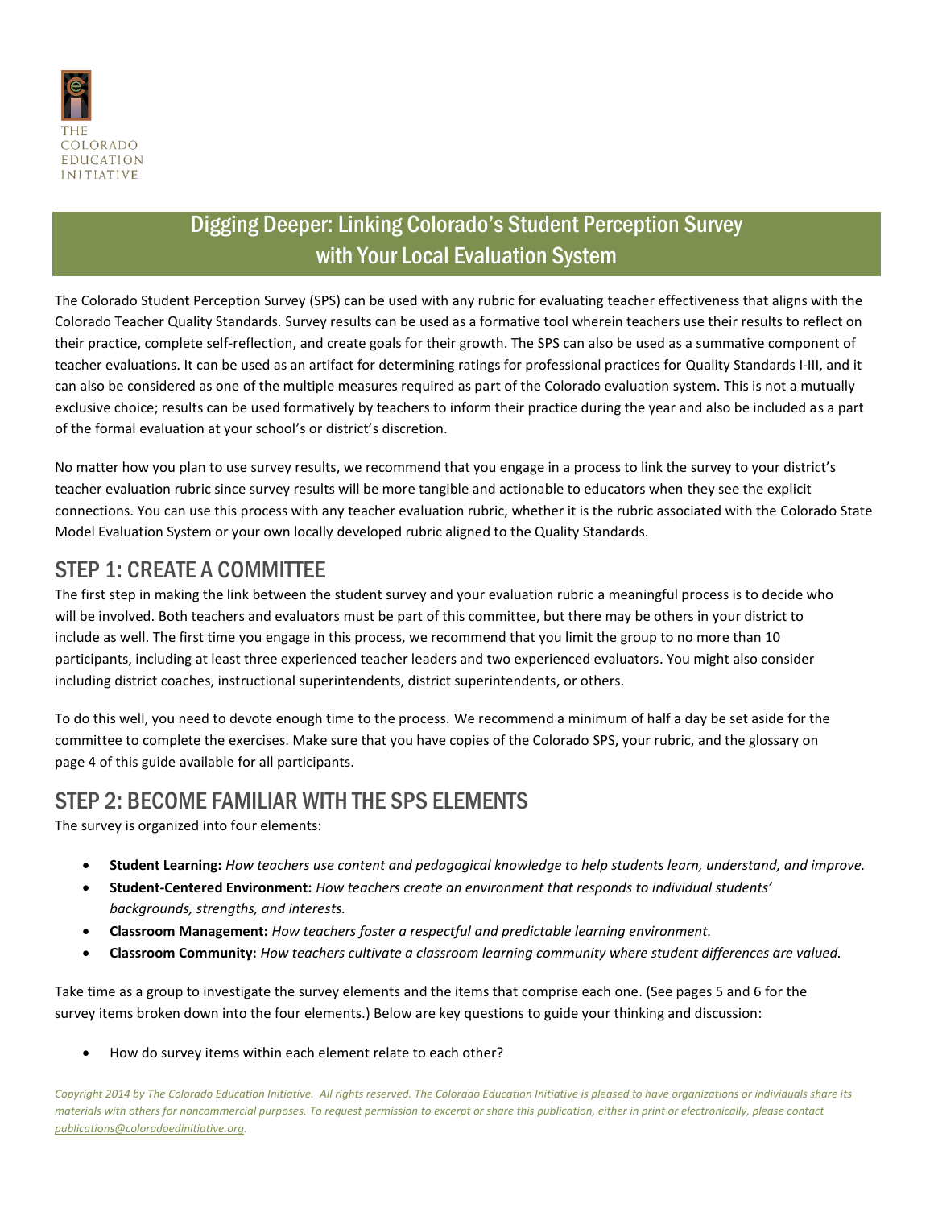THE COLORADO EDUCATION INITIATIVE

# Digging Deeper: Linking Colorado's Student Perception Survey with Your Local Evaluation System

The Colorado Student Perception Survey (SPS) can be used with any rubric for evaluating teacher effectiveness that aligns with the Colorado Teacher Quality Standards. Survey results can be used as a formative tool wherein teachers use their results to reflect on their practice, complete self-reflection, and create goals for their growth. The SPS can also be used as a summative component of teacher evaluations. It can be used as an artifact for determining ratings for professional practices for Quality Standards I-III, and it can also be considered as one of the multiple measures required as part of the Colorado evaluation system. This is not a mutually exclusive choice; results can be used formatively by teachers to inform their practice during the year and also be included as a part of the formal evaluation at your school's or district's discretion.

No matter how you plan to use survey results, we recommend that you engage in a process to link the survey to your district's teacher evaluation rubric since survey results will be more tangible and actionable to educators when they see the explicit connections. You can use this process with any teacher evaluation rubric, whether it is the rubric associated with the Colorado State Model Evaluation System or your own locally developed rubric aligned to the Quality Standards.

## STEP 1: CREATE A COMMITTEE

The first step in making the link between the student survey and your evaluation rubric a meaningful process is to decide who will be involved. Both teachers and evaluators must be part of this committee, but there may be others in your district to include as well. The first time you engage in this process, we recommend that you limit the group to no more than 10 participants, including at least three experienced teacher leaders and two experienced evaluators. You might also consider including district coaches, instructional superintendents, district superintendents, or others.

To do this well, you need to devote enough time to the process. We recommend a minimum of half a day be set aside for the committee to complete the exercises. Make sure that you have copies of the Colorado SPS, your rubric, and the glossary on page 4 of this guide available for all participants.

## STEP 2: BECOME FAMILIAR WITH THE SPS ELEMENTS

The survey is organized into four elements:

- **Student Learning:** *How teachers use content and pedagogical knowledge to help students learn, understand, and improve.*
- **Student-Centered Environment:** *How teachers create an environment that responds to individual students' backgrounds, strengths, and interests.*
- **Classroom Management:** *How teachers foster a respectful and predictable learning environment.*
- **Classroom Community:** *How teachers cultivate a classroom learning community where student differences are valued.*

Take time as a group to investigate the survey elements and the items that comprise each one. (See pages 5 and 6 for the survey items broken down into the four elements.) Below are key questions to guide your thinking and discussion:

- How do survey items within each element relate to each other?

*Copyright 2014 by The Colorado Education Initiative. All rights reserved. The Colorado Education Initiative is pleased to have organizations or individuals share its materials with others for noncommercial purposes. To request permission to excerpt or share this publication, either in print or electronically, please contact publications@coloradoedinitiative.org.*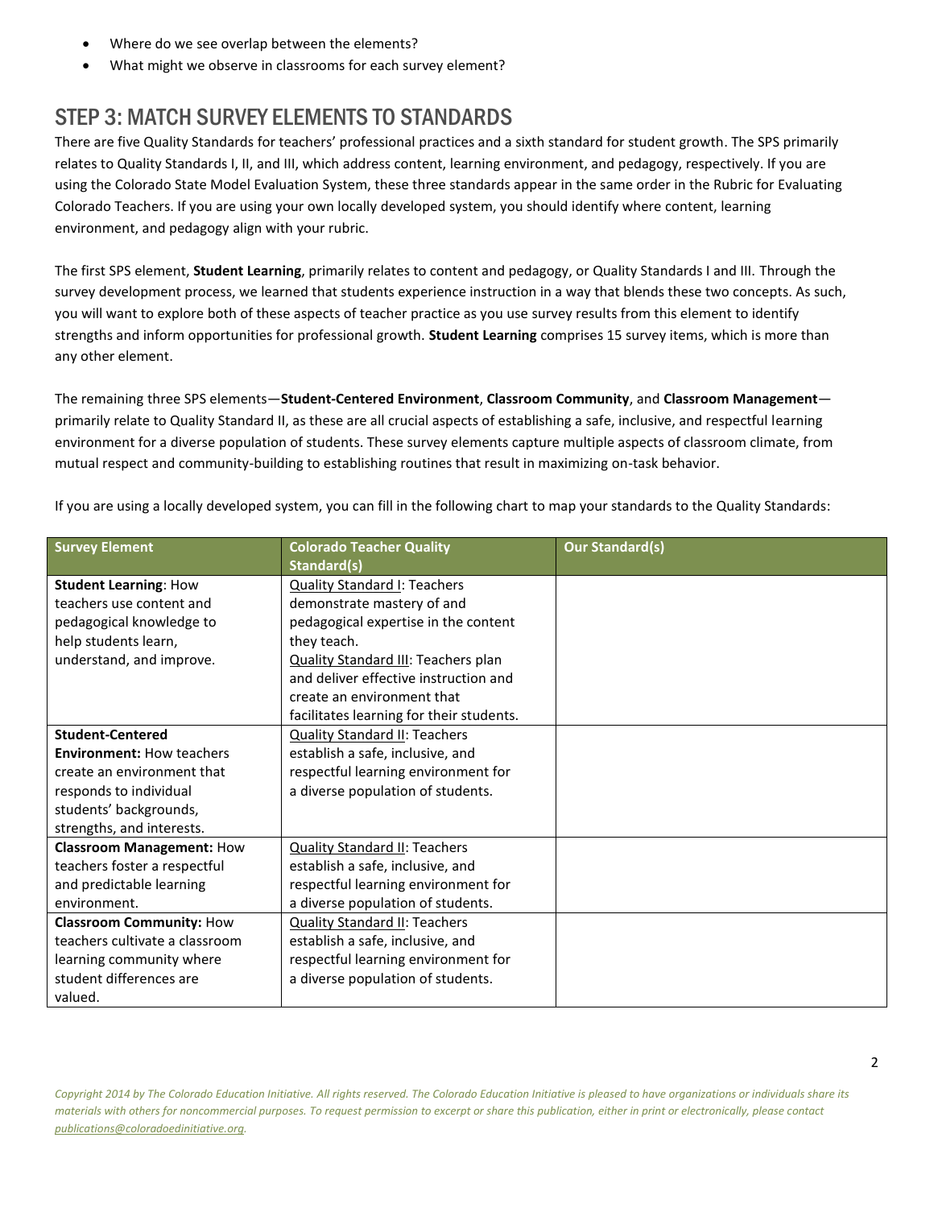- Where do we see overlap between the elements?
- What might we observe in classrooms for each survey element?

## STEP 3: MATCH SURVEY ELEMENTS TO STANDARDS

There are five Quality Standards for teachers' professional practices and a sixth standard for student growth. The SPS primarily relates to Quality Standards I, II, and III, which address content, learning environment, and pedagogy, respectively. If you are using the Colorado State Model Evaluation System, these three standards appear in the same order in the Rubric for Evaluating Colorado Teachers. If you are using your own locally developed system, you should identify where content, learning environment, and pedagogy align with your rubric.

The first SPS element, **Student Learning**, primarily relates to content and pedagogy, or Quality Standards I and III. Through the survey development process, we learned that students experience instruction in a way that blends these two concepts. As such, you will want to explore both of these aspects of teacher practice as you use survey results from this element to identify strengths and inform opportunities for professional growth. **Student Learning** comprises 15 survey items, which is more than any other element.

The remaining three SPS elements—**Student-Centered Environment**, **Classroom Community**, and **Classroom Management**—primarily relate to Quality Standard II, as these are all crucial aspects of establishing a safe, inclusive, and respectful learning environment for a diverse population of students. These survey elements capture multiple aspects of classroom climate, from mutual respect and community-building to establishing routines that result in maximizing on-task behavior.

If you are using a locally developed system, you can fill in the following chart to map your standards to the Quality Standards:

| Survey Element | Colorado Teacher Quality Standard(s) | Our Standard(s) |
|---|---|---|
| **Student Learning**: How teachers use content and pedagogical knowledge to help students learn, understand, and improve. | Quality Standard I: Teachers demonstrate mastery of and pedagogical expertise in the content they teach. Quality Standard III: Teachers plan and deliver effective instruction and create an environment that facilitates learning for their students. | |
| **Student-Centered Environment:** How teachers create an environment that responds to individual students' backgrounds, strengths, and interests. | Quality Standard II: Teachers establish a safe, inclusive, and respectful learning environment for a diverse population of students. | |
| **Classroom Management:** How teachers foster a respectful and predictable learning environment. | Quality Standard II: Teachers establish a safe, inclusive, and respectful learning environment for a diverse population of students. | |
| **Classroom Community:** How teachers cultivate a classroom learning community where student differences are valued. | Quality Standard II: Teachers establish a safe, inclusive, and respectful learning environment for a diverse population of students. | |

*Copyright 2014 by The Colorado Education Initiative. All rights reserved. The Colorado Education Initiative is pleased to have organizations or individuals share its materials with others for noncommercial purposes. To request permission to excerpt or share this publication, either in print or electronically, please contact publications@coloradoedinitiative.org.*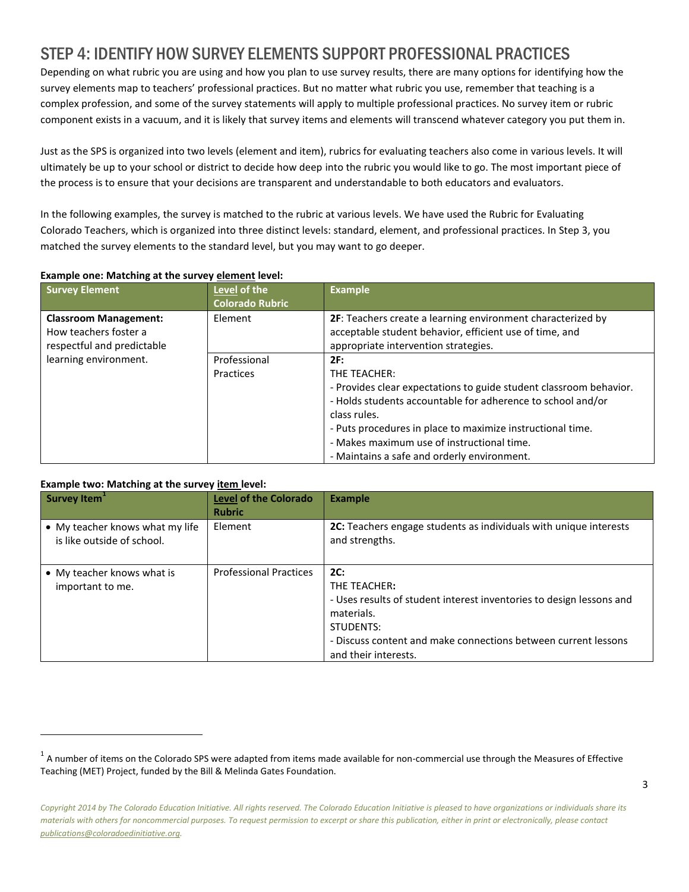## STEP 4: IDENTIFY HOW SURVEY ELEMENTS SUPPORT PROFESSIONAL PRACTICES

Depending on what rubric you are using and how you plan to use survey results, there are many options for identifying how the survey elements map to teachers' professional practices. But no matter what rubric you use, remember that teaching is a complex profession, and some of the survey statements will apply to multiple professional practices. No survey item or rubric component exists in a vacuum, and it is likely that survey items and elements will transcend whatever category you put them in.

Just as the SPS is organized into two levels (element and item), rubrics for evaluating teachers also come in various levels. It will ultimately be up to your school or district to decide how deep into the rubric you would like to go. The most important piece of the process is to ensure that your decisions are transparent and understandable to both educators and evaluators.

In the following examples, the survey is matched to the rubric at various levels. We have used the Rubric for Evaluating Colorado Teachers, which is organized into three distinct levels: standard, element, and professional practices. In Step 3, you matched the survey elements to the standard level, but you may want to go deeper.

**Example one: Matching at the survey element level:**

| Survey Element | Level of the Colorado Rubric | Example |
|---|---|---|
| **Classroom Management:** How teachers foster a respectful and predictable learning environment. | Element | **2F**: Teachers create a learning environment characterized by acceptable student behavior, efficient use of time, and appropriate intervention strategies. |
| | Professional Practices | **2F:**<br>THE TEACHER:<br>- Provides clear expectations to guide student classroom behavior.<br>- Holds students accountable for adherence to school and/or class rules.<br>- Puts procedures in place to maximize instructional time.<br>- Makes maximum use of instructional time.<br>- Maintains a safe and orderly environment. |

**Example two: Matching at the survey item level:**

| Survey Item[1] | Level of the Colorado Rubric | Example |
|---|---|---|
| • My teacher knows what my life is like outside of school. | Element | **2C:** Teachers engage students as individuals with unique interests and strengths. |
| • My teacher knows what is important to me. | Professional Practices | **2C:**<br>THE TEACHER**:**<br>- Uses results of student interest inventories to design lessons and materials.<br>STUDENTS:<br>- Discuss content and make connections between current lessons and their interests. |

[1] A number of items on the Colorado SPS were adapted from items made available for non-commercial use through the Measures of Effective Teaching (MET) Project, funded by the Bill & Melinda Gates Foundation.

*Copyright 2014 by The Colorado Education Initiative. All rights reserved. The Colorado Education Initiative is pleased to have organizations or individuals share its materials with others for noncommercial purposes. To request permission to excerpt or share this publication, either in print or electronically, please contact publications@coloradoedinitiative.org.*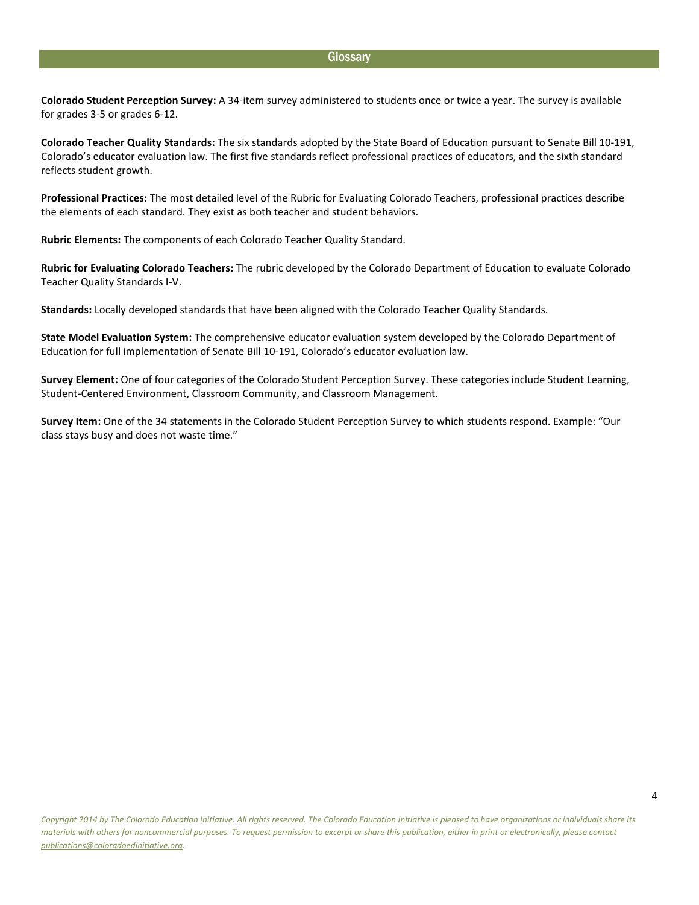## Glossary

**Colorado Student Perception Survey:** A 34-item survey administered to students once or twice a year. The survey is available for grades 3-5 or grades 6-12.

**Colorado Teacher Quality Standards:** The six standards adopted by the State Board of Education pursuant to Senate Bill 10-191, Colorado's educator evaluation law. The first five standards reflect professional practices of educators, and the sixth standard reflects student growth.

**Professional Practices:** The most detailed level of the Rubric for Evaluating Colorado Teachers, professional practices describe the elements of each standard. They exist as both teacher and student behaviors.

**Rubric Elements:** The components of each Colorado Teacher Quality Standard.

**Rubric for Evaluating Colorado Teachers:** The rubric developed by the Colorado Department of Education to evaluate Colorado Teacher Quality Standards I-V.

**Standards:** Locally developed standards that have been aligned with the Colorado Teacher Quality Standards.

**State Model Evaluation System:** The comprehensive educator evaluation system developed by the Colorado Department of Education for full implementation of Senate Bill 10-191, Colorado's educator evaluation law.

**Survey Element:** One of four categories of the Colorado Student Perception Survey. These categories include Student Learning, Student-Centered Environment, Classroom Community, and Classroom Management.

**Survey Item:** One of the 34 statements in the Colorado Student Perception Survey to which students respond. Example: "Our class stays busy and does not waste time."

*Copyright 2014 by The Colorado Education Initiative. All rights reserved. The Colorado Education Initiative is pleased to have organizations or individuals share its materials with others for noncommercial purposes. To request permission to excerpt or share this publication, either in print or electronically, please contact publications@coloradoedinitiative.org.*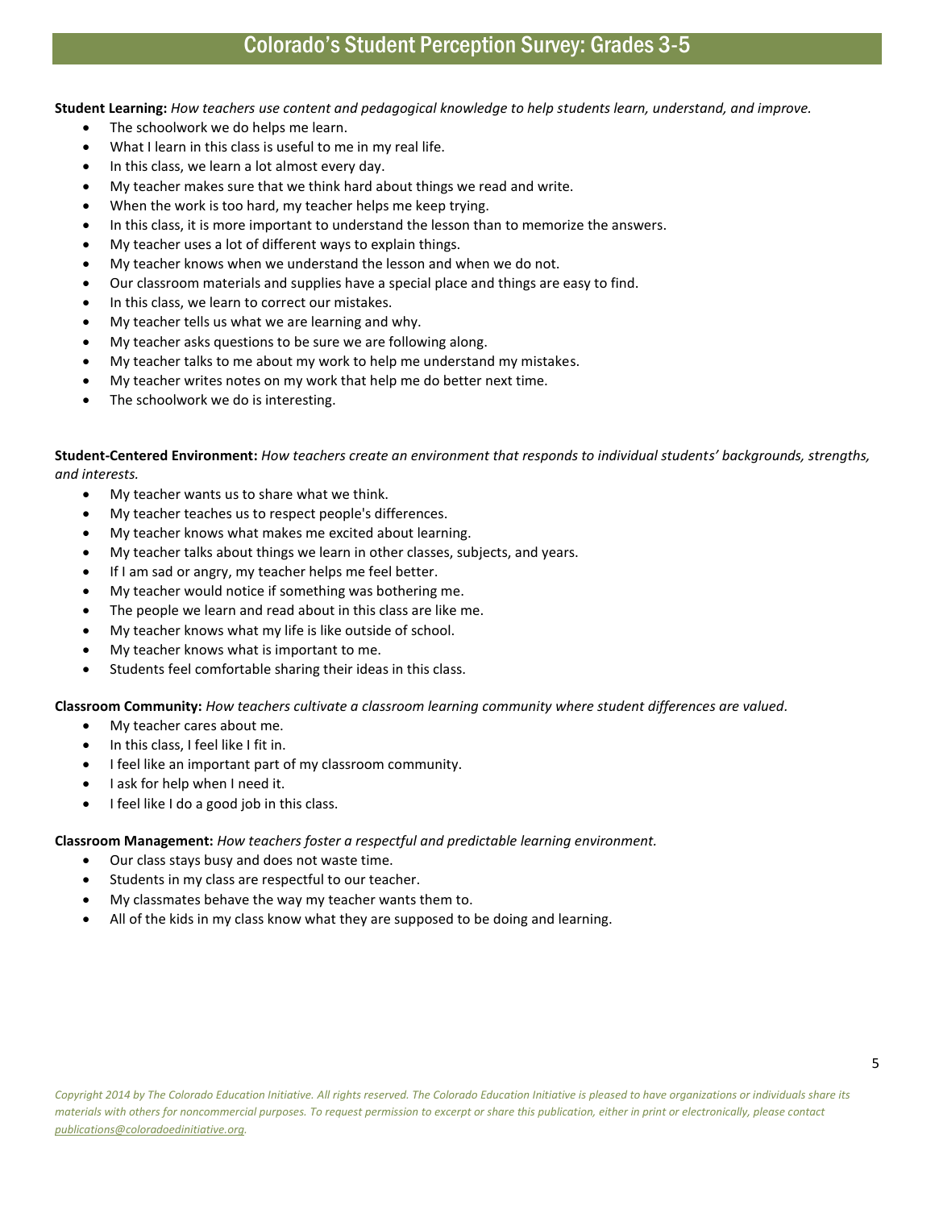# Colorado's Student Perception Survey: Grades 3-5

**Student Learning:** *How teachers use content and pedagogical knowledge to help students learn, understand, and improve.*

- The schoolwork we do helps me learn.
- What I learn in this class is useful to me in my real life.
- In this class, we learn a lot almost every day.
- My teacher makes sure that we think hard about things we read and write.
- When the work is too hard, my teacher helps me keep trying.
- In this class, it is more important to understand the lesson than to memorize the answers.
- My teacher uses a lot of different ways to explain things.
- My teacher knows when we understand the lesson and when we do not.
- Our classroom materials and supplies have a special place and things are easy to find.
- In this class, we learn to correct our mistakes.
- My teacher tells us what we are learning and why.
- My teacher asks questions to be sure we are following along.
- My teacher talks to me about my work to help me understand my mistakes.
- My teacher writes notes on my work that help me do better next time.
- The schoolwork we do is interesting.

**Student-Centered Environment:** *How teachers create an environment that responds to individual students' backgrounds, strengths, and interests.*

- My teacher wants us to share what we think.
- My teacher teaches us to respect people's differences.
- My teacher knows what makes me excited about learning.
- My teacher talks about things we learn in other classes, subjects, and years.
- If I am sad or angry, my teacher helps me feel better.
- My teacher would notice if something was bothering me.
- The people we learn and read about in this class are like me.
- My teacher knows what my life is like outside of school.
- My teacher knows what is important to me.
- Students feel comfortable sharing their ideas in this class.

**Classroom Community:** *How teachers cultivate a classroom learning community where student differences are valued.*

- My teacher cares about me.
- In this class, I feel like I fit in.
- I feel like an important part of my classroom community.
- I ask for help when I need it.
- I feel like I do a good job in this class.

**Classroom Management:** *How teachers foster a respectful and predictable learning environment.*

- Our class stays busy and does not waste time.
- Students in my class are respectful to our teacher.
- My classmates behave the way my teacher wants them to.
- All of the kids in my class know what they are supposed to be doing and learning.

*Copyright 2014 by The Colorado Education Initiative. All rights reserved. The Colorado Education Initiative is pleased to have organizations or individuals share its materials with others for noncommercial purposes. To request permission to excerpt or share this publication, either in print or electronically, please contact publications@coloradoedinitiative.org.*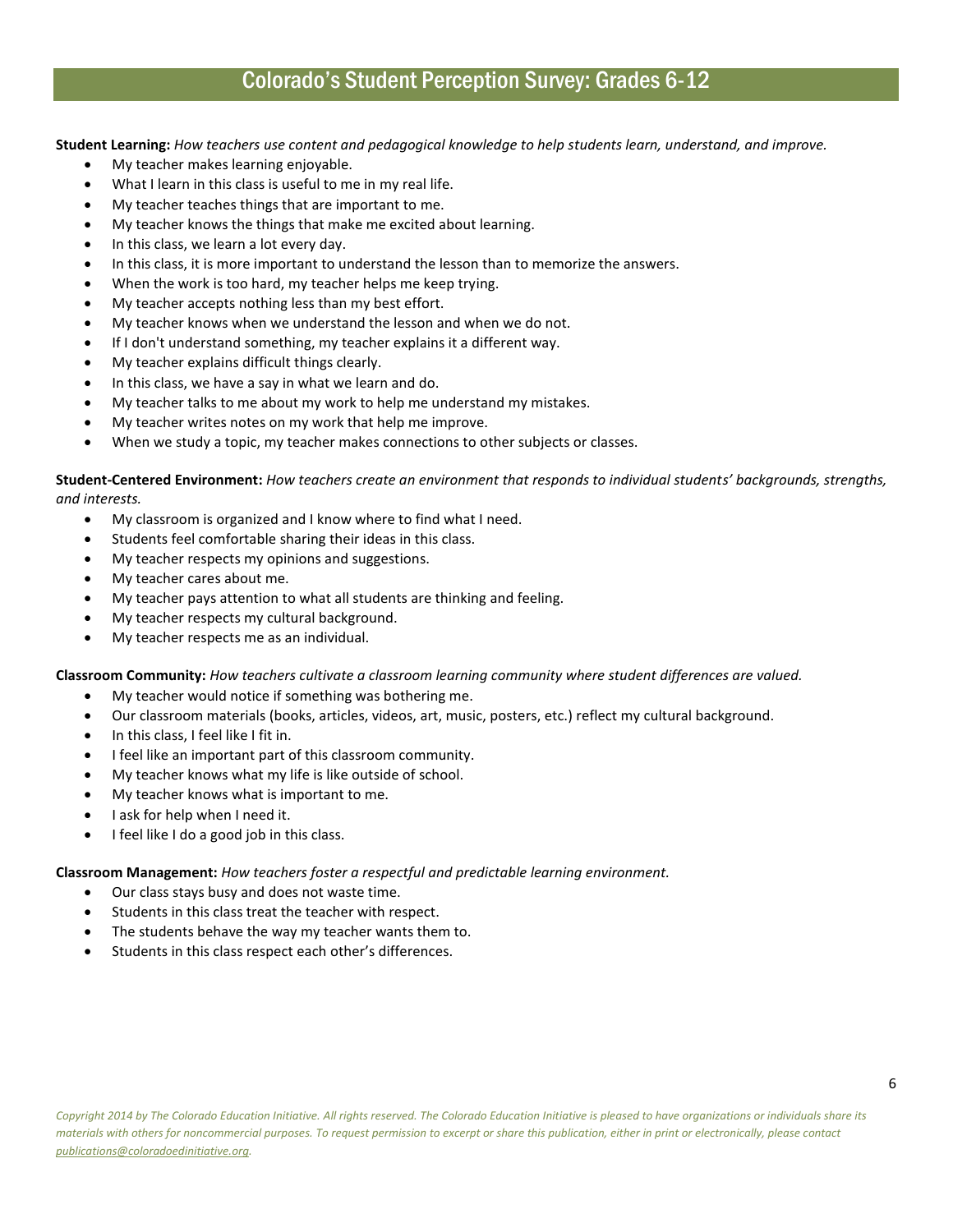# Colorado's Student Perception Survey: Grades 6-12

**Student Learning:** *How teachers use content and pedagogical knowledge to help students learn, understand, and improve.*

- My teacher makes learning enjoyable.
- What I learn in this class is useful to me in my real life.
- My teacher teaches things that are important to me.
- My teacher knows the things that make me excited about learning.
- In this class, we learn a lot every day.
- In this class, it is more important to understand the lesson than to memorize the answers.
- When the work is too hard, my teacher helps me keep trying.
- My teacher accepts nothing less than my best effort.
- My teacher knows when we understand the lesson and when we do not.
- If I don't understand something, my teacher explains it a different way.
- My teacher explains difficult things clearly.
- In this class, we have a say in what we learn and do.
- My teacher talks to me about my work to help me understand my mistakes.
- My teacher writes notes on my work that help me improve.
- When we study a topic, my teacher makes connections to other subjects or classes.

**Student-Centered Environment:** *How teachers create an environment that responds to individual students' backgrounds, strengths, and interests.*

- My classroom is organized and I know where to find what I need.
- Students feel comfortable sharing their ideas in this class.
- My teacher respects my opinions and suggestions.
- My teacher cares about me.
- My teacher pays attention to what all students are thinking and feeling.
- My teacher respects my cultural background.
- My teacher respects me as an individual.

**Classroom Community:** *How teachers cultivate a classroom learning community where student differences are valued.*

- My teacher would notice if something was bothering me.
- Our classroom materials (books, articles, videos, art, music, posters, etc.) reflect my cultural background.
- In this class, I feel like I fit in.
- I feel like an important part of this classroom community.
- My teacher knows what my life is like outside of school.
- My teacher knows what is important to me.
- I ask for help when I need it.
- I feel like I do a good job in this class.

**Classroom Management:** *How teachers foster a respectful and predictable learning environment.*

- Our class stays busy and does not waste time.
- Students in this class treat the teacher with respect.
- The students behave the way my teacher wants them to.
- Students in this class respect each other's differences.

*Copyright 2014 by The Colorado Education Initiative. All rights reserved. The Colorado Education Initiative is pleased to have organizations or individuals share its materials with others for noncommercial purposes. To request permission to excerpt or share this publication, either in print or electronically, please contact publications@coloradoedinitiative.org.*